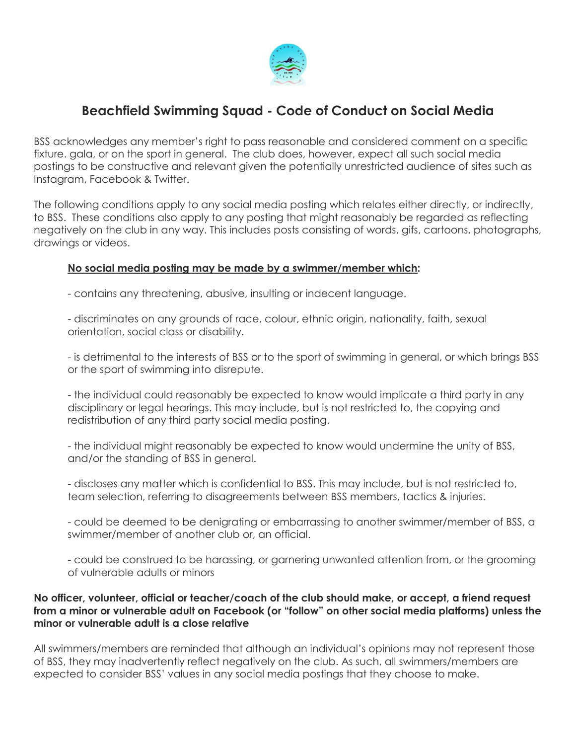# Beachfield Swimming Squad - Code of Conduct on Social Media

BSS acknowledges any member's right to pass reasonable and considered comment on a specific fixture. gala, or on the sport in general. The club does, however, expect all such social media postings to be constructive and relevant given the potentially unrestricted audience of sites such as Instagram, Facebook & Twitter.

The following conditions apply to any social media posting which relates either directly, or indirectly, to BSS. These conditions also apply to any posting that might reasonably be regarded as reflecting negatively on the club in any way. This includes posts consisting of words, gifs, cartoons, photographs, drawings or videos.

**<u>No social media posting may be made by a swimmer/member which</u>:**

- contains any threatening, abusive, insulting or indecent language.

- discriminates on any grounds of race, colour, ethnic origin, nationality, faith, sexual orientation, social class or disability.

- is detrimental to the interests of BSS or to the sport of swimming in general, or which brings BSS or the sport of swimming into disrepute.

- the individual could reasonably be expected to know would implicate a third party in any disciplinary or legal hearings. This may include, but is not restricted to, the copying and redistribution of any third party social media posting.

- the individual might reasonably be expected to know would undermine the unity of BSS, and/or the standing of BSS in general.

- discloses any matter which is confidential to BSS. This may include, but is not restricted to, team selection, referring to disagreements between BSS members, tactics & injuries.

- could be deemed to be denigrating or embarrassing to another swimmer/member of BSS, a swimmer/member of another club or, an official.

- could be construed to be harassing, or garnering unwanted attention from, or the grooming of vulnerable adults or minors

**No officer, volunteer, official or teacher/coach of the club should make, or accept, a friend request from a minor or vulnerable adult on Facebook (or "follow" on other social media platforms) unless the minor or vulnerable adult is a close relative**

All swimmers/members are reminded that although an individual's opinions may not represent those of BSS, they may inadvertently reflect negatively on the club. As such, all swimmers/members are expected to consider BSS' values in any social media postings that they choose to make.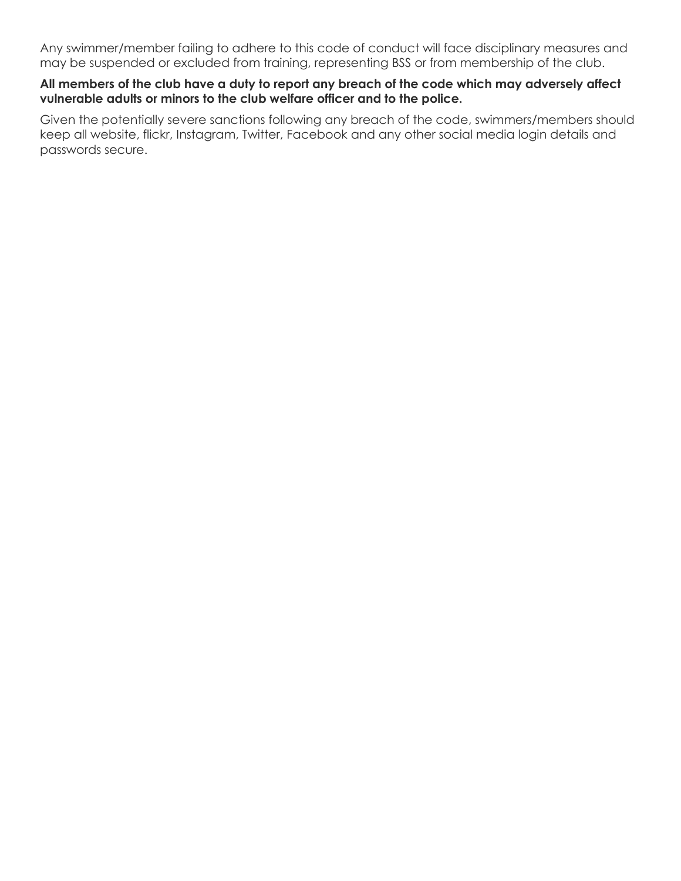Any swimmer/member failing to adhere to this code of conduct will face disciplinary measures and may be suspended or excluded from training, representing BSS or from membership of the club.

**All members of the club have a duty to report any breach of the code which may adversely affect vulnerable adults or minors to the club welfare officer and to the police.**

Given the potentially severe sanctions following any breach of the code, swimmers/members should keep all website, flickr, Instagram, Twitter, Facebook and any other social media login details and passwords secure.